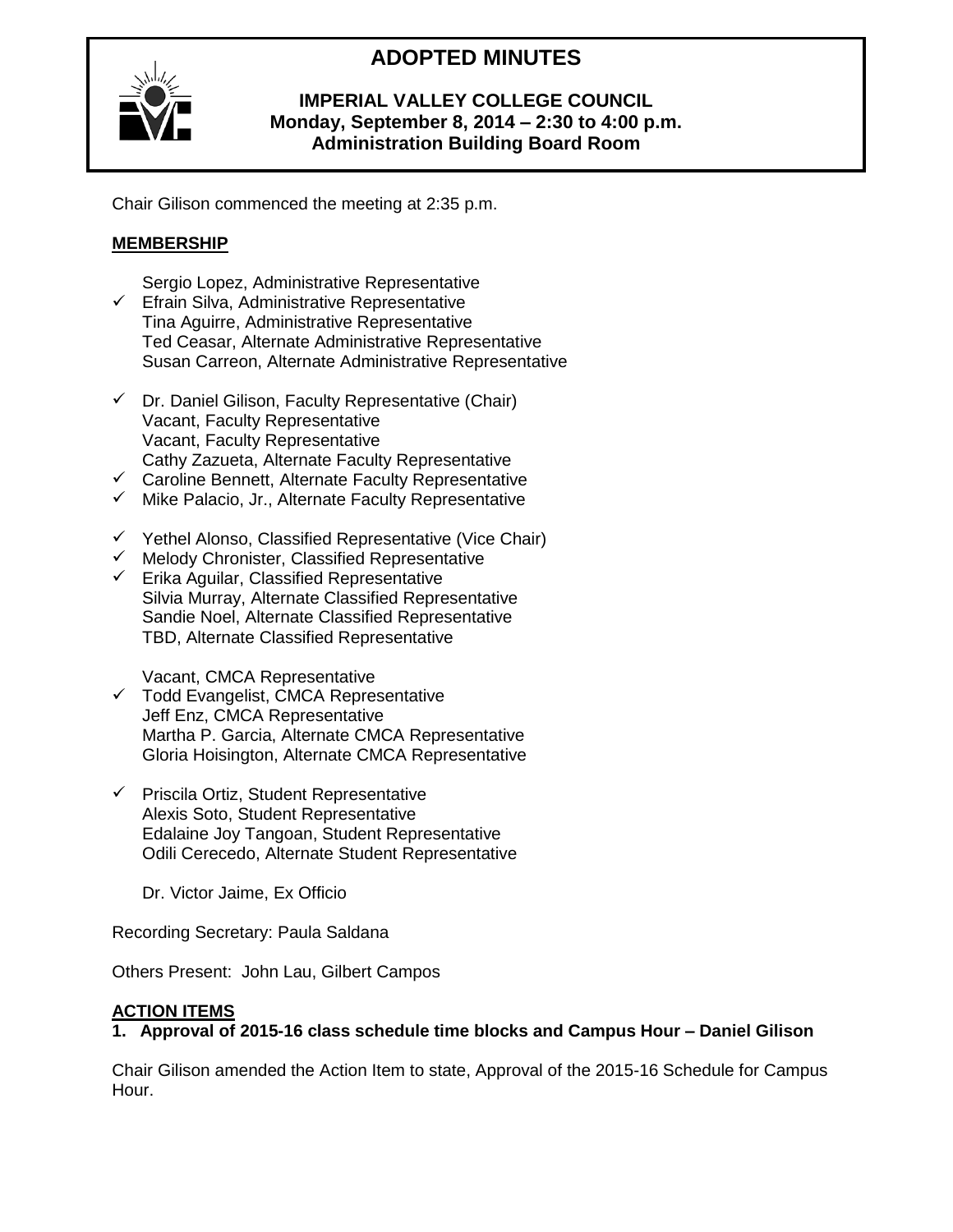# ADOPTED MINUTES

**IMPERIAL VALLEY COLLEGE COUNCIL**
**Monday, September 8, 2014 – 2:30 to 4:00 p.m.**
**Administration Building Board Room**

Chair Gilison commenced the meeting at 2:35 p.m.

## MEMBERSHIP

Sergio Lopez, Administrative Representative
✓ Efrain Silva, Administrative Representative
Tina Aguirre, Administrative Representative
Ted Ceasar, Alternate Administrative Representative
Susan Carreon, Alternate Administrative Representative

✓ Dr. Daniel Gilison, Faculty Representative (Chair)
Vacant, Faculty Representative
Vacant, Faculty Representative
Cathy Zazueta, Alternate Faculty Representative
✓ Caroline Bennett, Alternate Faculty Representative
✓ Mike Palacio, Jr., Alternate Faculty Representative

✓ Yethel Alonso, Classified Representative (Vice Chair)
✓ Melody Chronister, Classified Representative
✓ Erika Aguilar, Classified Representative
Silvia Murray, Alternate Classified Representative
Sandie Noel, Alternate Classified Representative
TBD, Alternate Classified Representative

Vacant, CMCA Representative
✓ Todd Evangelist, CMCA Representative
Jeff Enz, CMCA Representative
Martha P. Garcia, Alternate CMCA Representative
Gloria Hoisington, Alternate CMCA Representative

✓ Priscila Ortiz, Student Representative
Alexis Soto, Student Representative
Edalaine Joy Tangoan, Student Representative
Odili Cerecedo, Alternate Student Representative

Dr. Victor Jaime, Ex Officio

Recording Secretary: Paula Saldana

Others Present: John Lau, Gilbert Campos

## ACTION ITEMS

**1. Approval of 2015-16 class schedule time blocks and Campus Hour – Daniel Gilison**

Chair Gilison amended the Action Item to state, Approval of the 2015-16 Schedule for Campus Hour.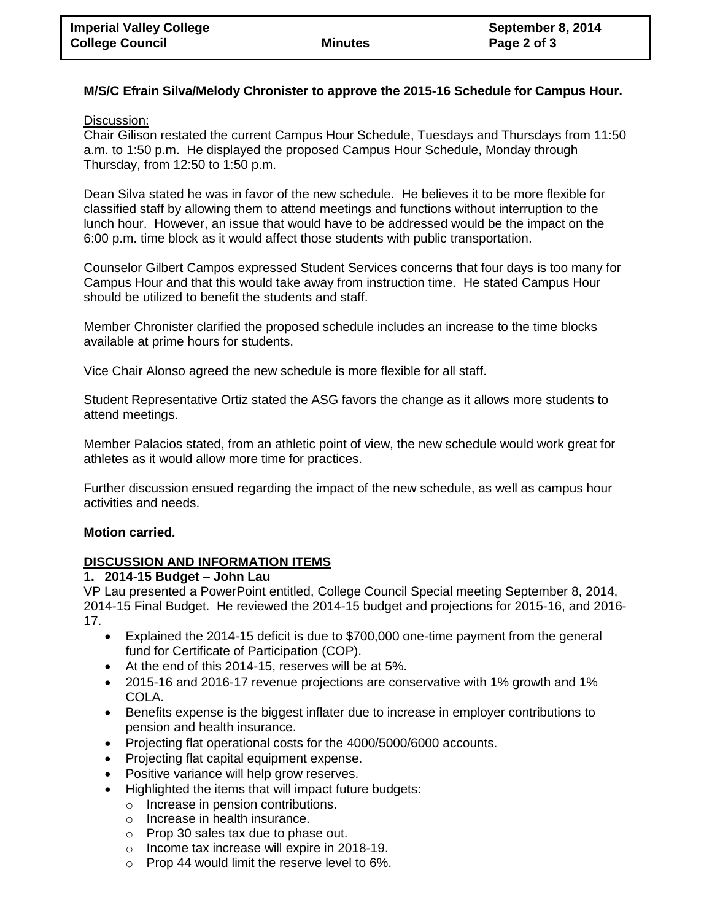**M/S/C Efrain Silva/Melody Chronister to approve the 2015-16 Schedule for Campus Hour.**

Discussion:
Chair Gilison restated the current Campus Hour Schedule, Tuesdays and Thursdays from 11:50 a.m. to 1:50 p.m. He displayed the proposed Campus Hour Schedule, Monday through Thursday, from 12:50 to 1:50 p.m.

Dean Silva stated he was in favor of the new schedule. He believes it to be more flexible for classified staff by allowing them to attend meetings and functions without interruption to the lunch hour. However, an issue that would have to be addressed would be the impact on the 6:00 p.m. time block as it would affect those students with public transportation.

Counselor Gilbert Campos expressed Student Services concerns that four days is too many for Campus Hour and that this would take away from instruction time. He stated Campus Hour should be utilized to benefit the students and staff.

Member Chronister clarified the proposed schedule includes an increase to the time blocks available at prime hours for students.

Vice Chair Alonso agreed the new schedule is more flexible for all staff.

Student Representative Ortiz stated the ASG favors the change as it allows more students to attend meetings.

Member Palacios stated, from an athletic point of view, the new schedule would work great for athletes as it would allow more time for practices.

Further discussion ensued regarding the impact of the new schedule, as well as campus hour activities and needs.

**Motion carried.**

## DISCUSSION AND INFORMATION ITEMS

**1. 2014-15 Budget – John Lau**

VP Lau presented a PowerPoint entitled, College Council Special meeting September 8, 2014, 2014-15 Final Budget. He reviewed the 2014-15 budget and projections for 2015-16, and 2016-17.

- Explained the 2014-15 deficit is due to $700,000 one-time payment from the general fund for Certificate of Participation (COP).
- At the end of this 2014-15, reserves will be at 5%.
- 2015-16 and 2016-17 revenue projections are conservative with 1% growth and 1% COLA.
- Benefits expense is the biggest inflater due to increase in employer contributions to pension and health insurance.
- Projecting flat operational costs for the 4000/5000/6000 accounts.
- Projecting flat capital equipment expense.
- Positive variance will help grow reserves.
- Highlighted the items that will impact future budgets:
  - Increase in pension contributions.
  - Increase in health insurance.
  - Prop 30 sales tax due to phase out.
  - Income tax increase will expire in 2018-19.
  - Prop 44 would limit the reserve level to 6%.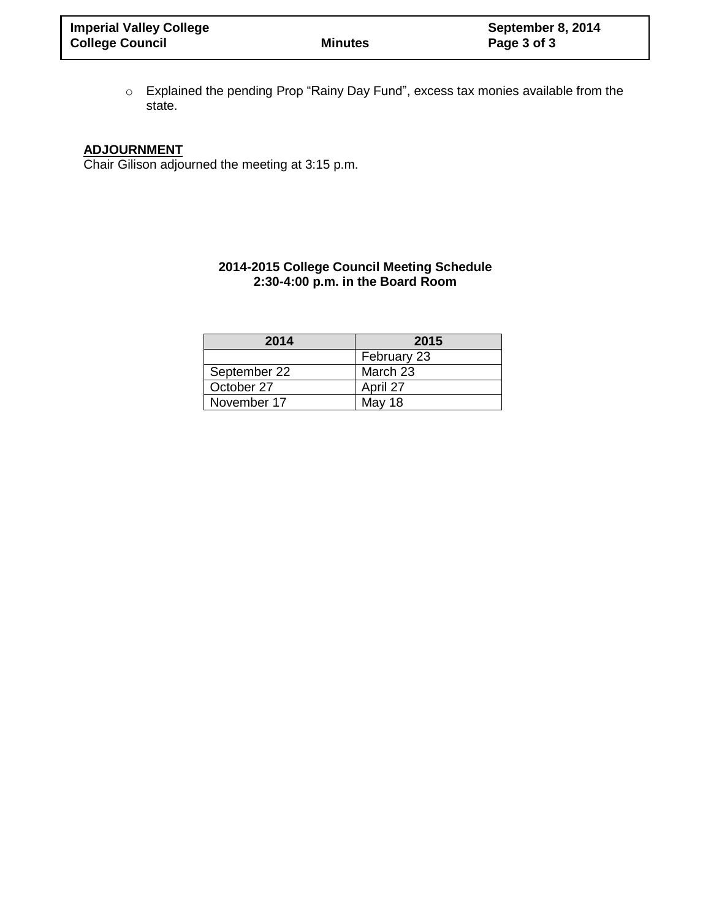- Explained the pending Prop “Rainy Day Fund”, excess tax monies available from the state.

## ADJOURNMENT

Chair Gilison adjourned the meeting at 3:15 p.m.

**2014-2015 College Council Meeting Schedule**
**2:30-4:00 p.m. in the Board Room**

| 2014 | 2015 |
|---|---|
| | February 23 |
| September 22 | March 23 |
| October 27 | April 27 |
| November 17 | May 18 |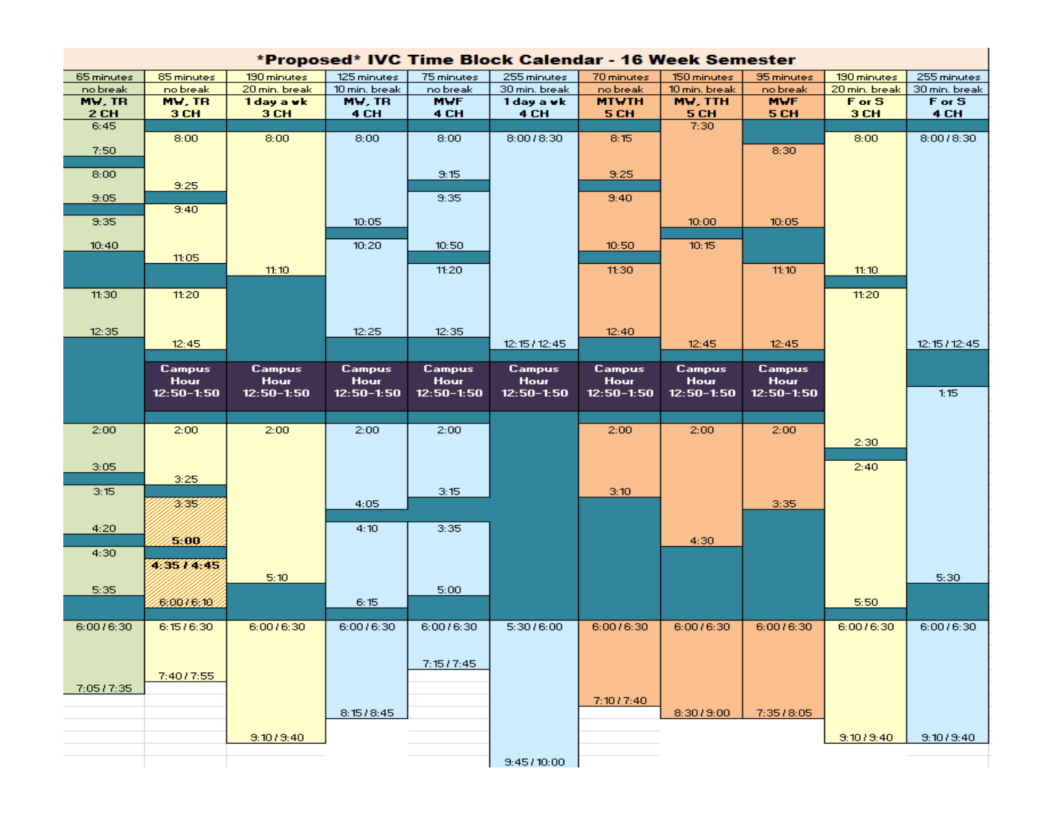# *Proposed* IVC Time Block Calendar - 16 Week Semester

| Minutes | Break | Days | Credit Hours | Time Blocks |
|---|---|---|---|---|
| 65 minutes | no break | MW, TR | 2 CH | 6:45–7:50; 8:00–9:05; 9:35–10:40; 11:30–12:35; 2:00–3:05; 3:15–4:20; 4:30–5:35; 6:00 / 6:30–7:05 / 7:35 |
| 85 minutes | no break | MW, TR | 3 CH | 8:00–9:25; 9:40–11:05; 11:20–12:45; Campus Hour 12:50–1:50; 2:00–3:25; 3:35–5:00; 4:35 / 4:45–6:00 / 6:10; 6:15 / 6:30–7:40 / 7:55 |
| 190 minutes | 20 min. break | 1 day a wk | 3 CH | 8:00–11:10; Campus Hour 12:50–1:50; 2:00–5:10; 6:00 / 6:30–9:10 / 9:40 |
| 125 minutes | 10 min. break | MW, TR | 4 CH | 8:00–10:05; 10:20–12:25; Campus Hour 12:50–1:50; 2:00–4:05; 4:10–6:15; 6:00 / 6:30–8:15 / 8:45 |
| 75 minutes | no break | MWF | 4 CH | 8:00–9:15; 9:35–10:50; 11:20–12:35; Campus Hour 12:50–1:50; 2:00–3:15; 3:35–5:00; 6:00 / 6:30–7:15 / 7:45 |
| 255 minutes | 30 min. break | 1 day a wk | 4 CH | 8:00 / 8:30–12:15 / 12:45; Campus Hour 12:50–1:50; 5:30 / 6:00–9:45 / 10:00 |
| 70 minutes | no break | MTWTH | 5 CH | 8:15–9:25; 9:40–10:50; 11:30–12:40; Campus Hour 12:50–1:50; 2:00–3:10; 6:00 / 6:30–7:10 / 7:40 |
| 150 minutes | 10 min. break | MW, TTH | 5 CH | 7:30–10:00; 10:15–12:45; Campus Hour 12:50–1:50; 2:00–4:30; 6:00 / 6:30–8:30 / 9:00 |
| 95 minutes | no break | MWF | 5 CH | 8:30–10:05; 11:10–12:45; Campus Hour 12:50–1:50; 2:00–3:35; 6:00 / 6:30–7:35 / 8:05 |
| 190 minutes | 20 min. break | F or S | 3 CH | 8:00–11:10; 11:20–2:30; 2:40–5:50; 6:00 / 6:30–9:10 / 9:40 |
| 255 minutes | 30 min. break | F or S | 4 CH | 8:00 / 8:30–12:15 / 12:45; 1:15–5:30; 6:00 / 6:30–9:10 / 9:40 |